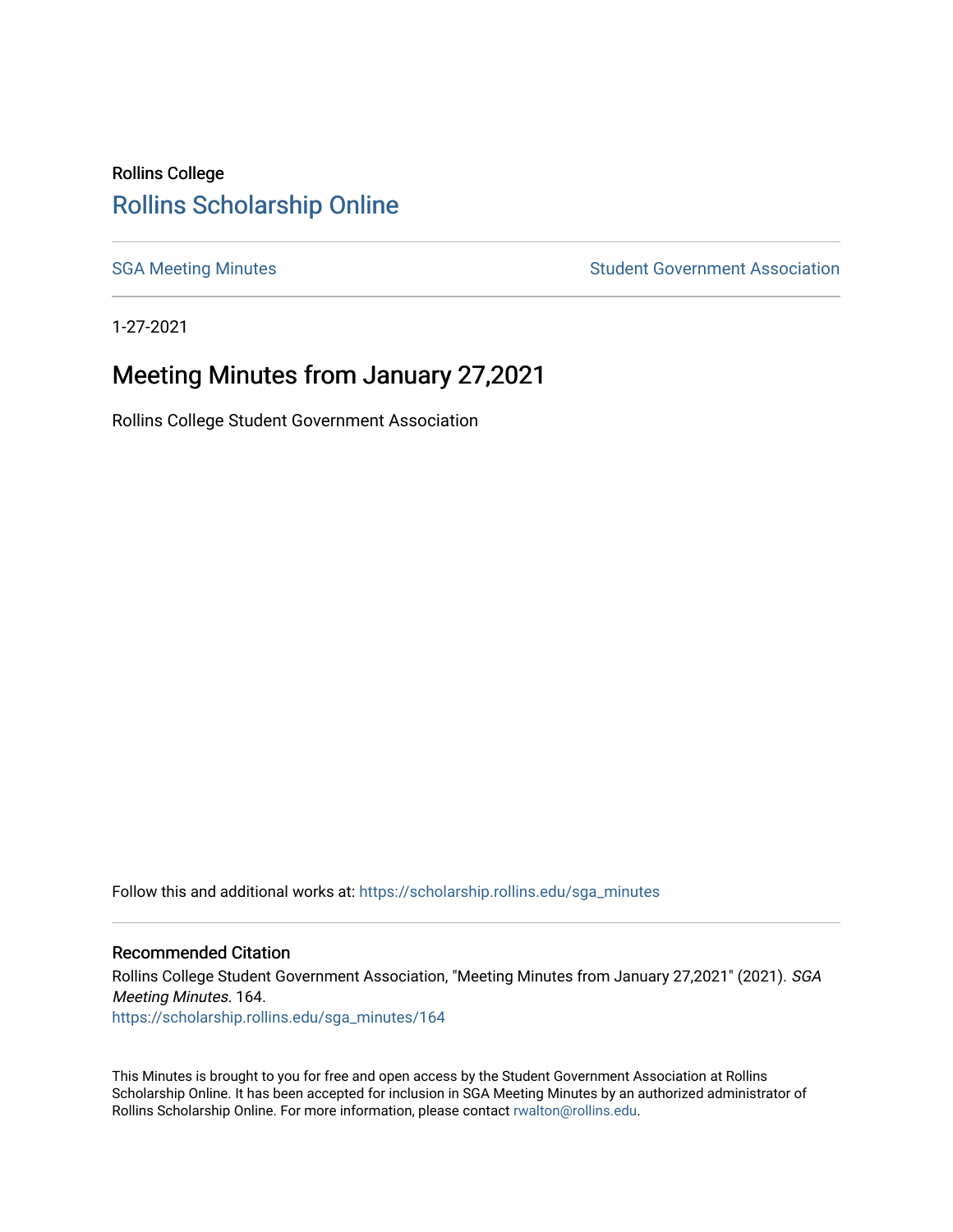Rollins College

# Rollins Scholarship Online

SGA Meeting Minutes | Student Government Association

1-27-2021

## Meeting Minutes from January 27,2021

Rollins College Student Government Association

Follow this and additional works at: https://scholarship.rollins.edu/sga_minutes

### Recommended Citation

Rollins College Student Government Association, "Meeting Minutes from January 27,2021" (2021). *SGA Meeting Minutes*. 164.
https://scholarship.rollins.edu/sga_minutes/164

This Minutes is brought to you for free and open access by the Student Government Association at Rollins Scholarship Online. It has been accepted for inclusion in SGA Meeting Minutes by an authorized administrator of Rollins Scholarship Online. For more information, please contact rwalton@rollins.edu.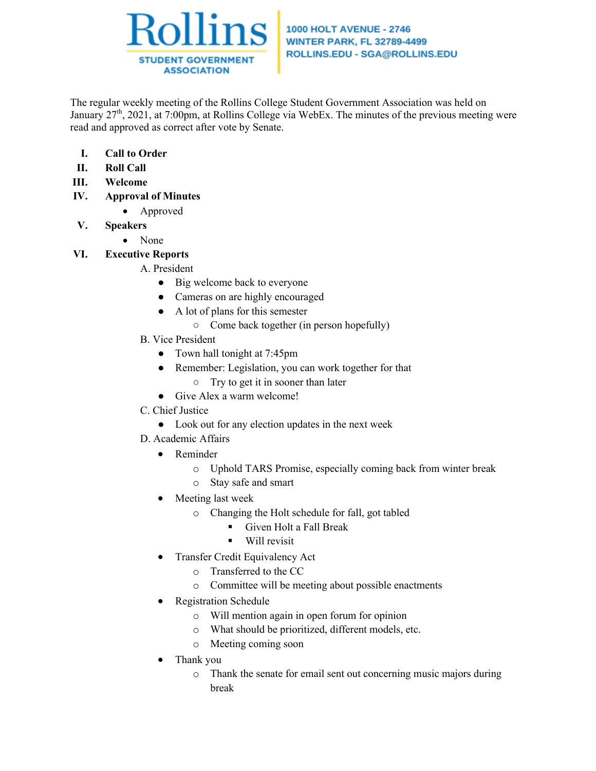Rollins
STUDENT GOVERNMENT ASSOCIATION

1000 HOLT AVENUE - 2746
WINTER PARK, FL 32789-4499
ROLLINS.EDU - SGA@ROLLINS.EDU

The regular weekly meeting of the Rollins College Student Government Association was held on January 27th, 2021, at 7:00pm, at Rollins College via WebEx. The minutes of the previous meeting were read and approved as correct after vote by Senate.

I. **Call to Order**
II. **Roll Call**
III. **Welcome**
IV. **Approval of Minutes**
   - Approved
V. **Speakers**
   - None
VI. **Executive Reports**
   A. President
   - Big welcome back to everyone
   - Cameras on are highly encouraged
   - A lot of plans for this semester
     - Come back together (in person hopefully)

   B. Vice President
   - Town hall tonight at 7:45pm
   - Remember: Legislation, you can work together for that
     - Try to get it in sooner than later
   - Give Alex a warm welcome!

   C. Chief Justice
   - Look out for any election updates in the next week

   D. Academic Affairs
   - Reminder
     - Uphold TARS Promise, especially coming back from winter break
     - Stay safe and smart
   - Meeting last week
     - Changing the Holt schedule for fall, got tabled
       - Given Holt a Fall Break
       - Will revisit
   - Transfer Credit Equivalency Act
     - Transferred to the CC
     - Committee will be meeting about possible enactments
   - Registration Schedule
     - Will mention again in open forum for opinion
     - What should be prioritized, different models, etc.
     - Meeting coming soon
   - Thank you
     - Thank the senate for email sent out concerning music majors during break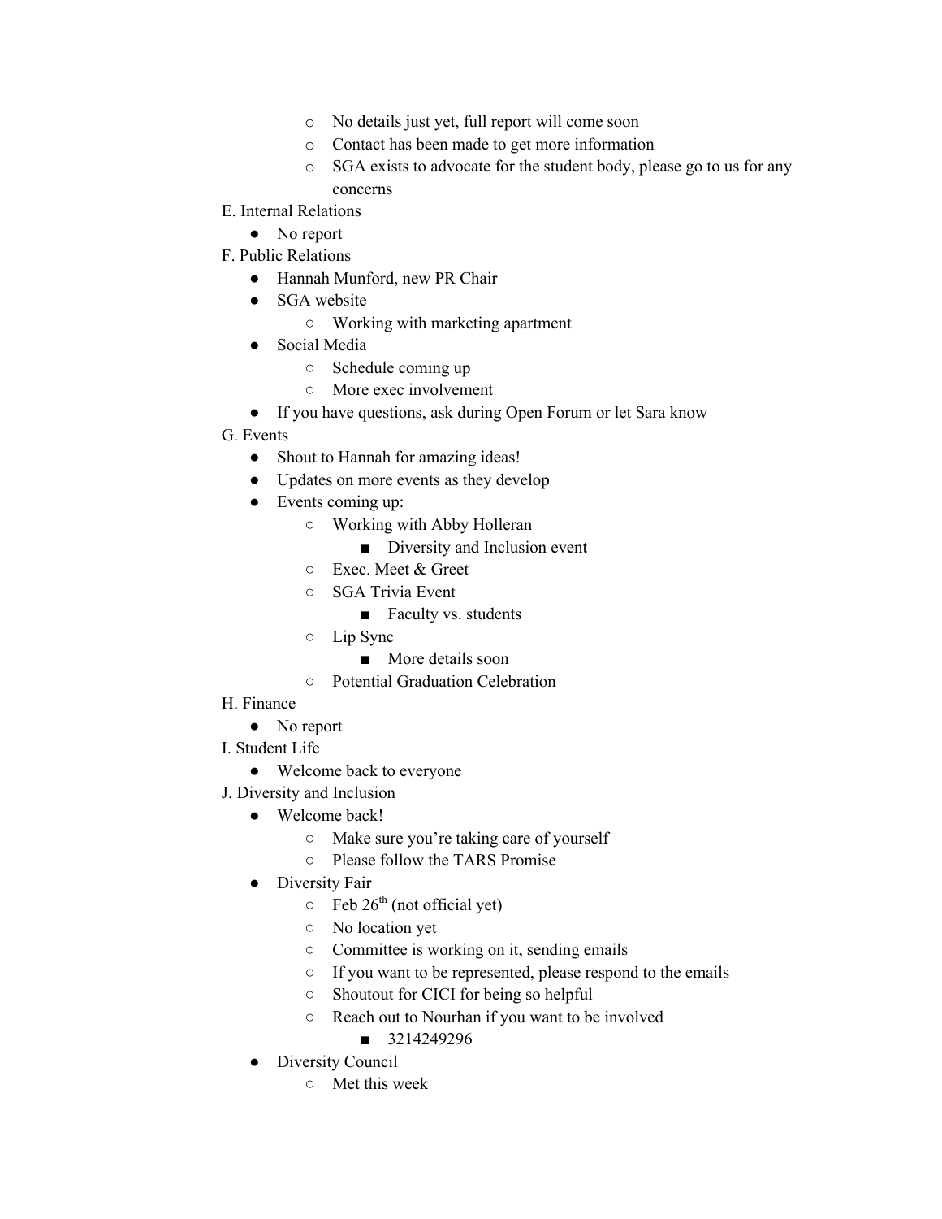- No details just yet, full report will come soon
    - Contact has been made to get more information
    - SGA exists to advocate for the student body, please go to us for any concerns

E. Internal Relations

- No report

F. Public Relations

- Hannah Munford, new PR Chair
- SGA website
    - Working with marketing apartment
- Social Media
    - Schedule coming up
    - More exec involvement
- If you have questions, ask during Open Forum or let Sara know

G. Events

- Shout to Hannah for amazing ideas!
- Updates on more events as they develop
- Events coming up:
    - Working with Abby Holleran
        - Diversity and Inclusion event
    - Exec. Meet & Greet
    - SGA Trivia Event
        - Faculty vs. students
    - Lip Sync
        - More details soon
    - Potential Graduation Celebration

H. Finance

- No report

I. Student Life

- Welcome back to everyone

J. Diversity and Inclusion

- Welcome back!
    - Make sure you're taking care of yourself
    - Please follow the TARS Promise
- Diversity Fair
    - Feb 26th (not official yet)
    - No location yet
    - Committee is working on it, sending emails
    - If you want to be represented, please respond to the emails
    - Shoutout for CICI for being so helpful
    - Reach out to Nourhan if you want to be involved
        - 3214249296
- Diversity Council
    - Met this week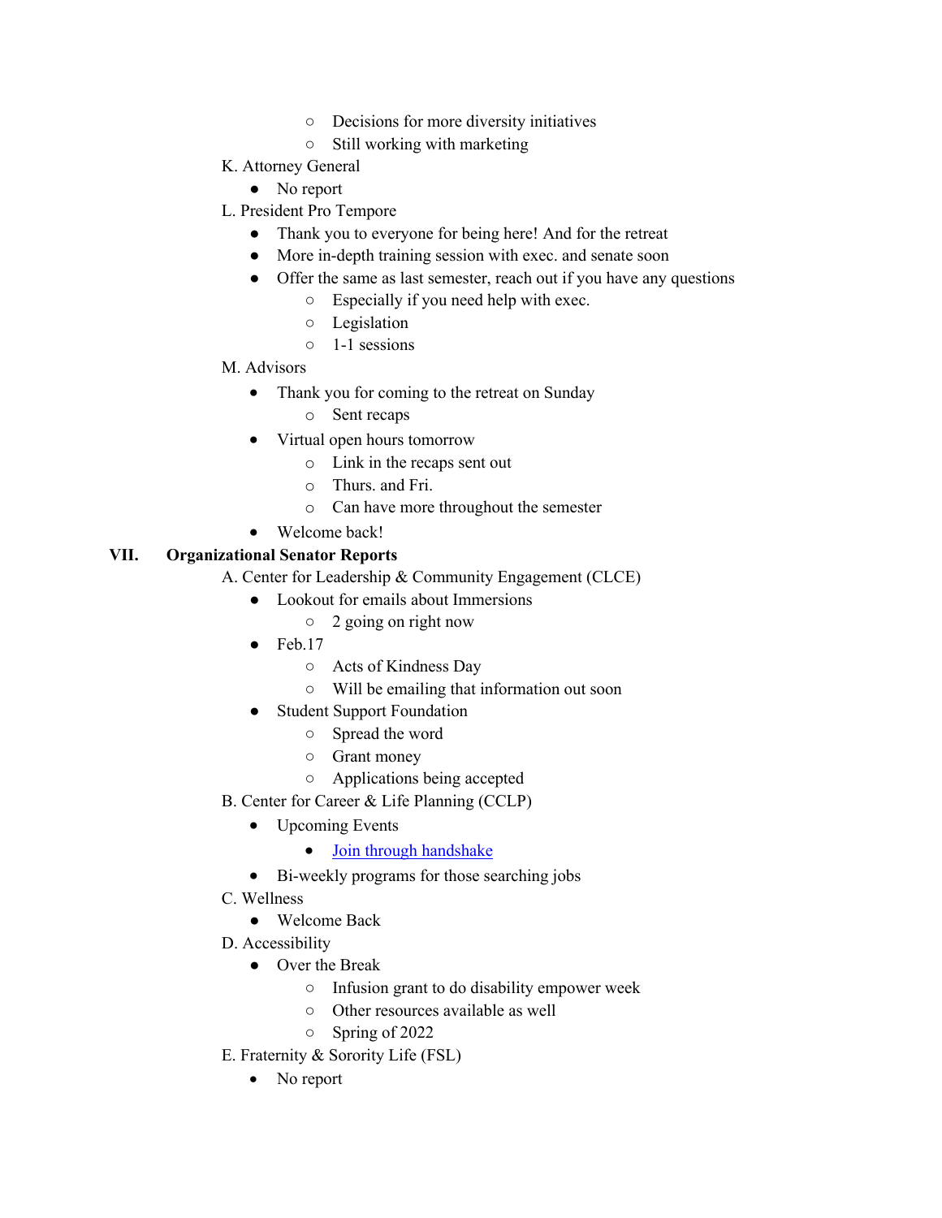- Decisions for more diversity initiatives
  - Still working with marketing

K. Attorney General

- No report

L. President Pro Tempore

- Thank you to everyone for being here! And for the retreat
- More in-depth training session with exec. and senate soon
- Offer the same as last semester, reach out if you have any questions
  - Especially if you need help with exec.
  - Legislation
  - 1-1 sessions

M. Advisors

- Thank you for coming to the retreat on Sunday
  - Sent recaps
- Virtual open hours tomorrow
  - Link in the recaps sent out
  - Thurs. and Fri.
  - Can have more throughout the semester
- Welcome back!

## VII. Organizational Senator Reports

A. Center for Leadership & Community Engagement (CLCE)

- Lookout for emails about Immersions
  - 2 going on right now
- Feb.17
  - Acts of Kindness Day
  - Will be emailing that information out soon
- Student Support Foundation
  - Spread the word
  - Grant money
  - Applications being accepted

B. Center for Career & Life Planning (CCLP)

- Upcoming Events
  - Join through handshake
- Bi-weekly programs for those searching jobs

C. Wellness

- Welcome Back

D. Accessibility

- Over the Break
  - Infusion grant to do disability empower week
  - Other resources available as well
  - Spring of 2022

E. Fraternity & Sorority Life (FSL)

- No report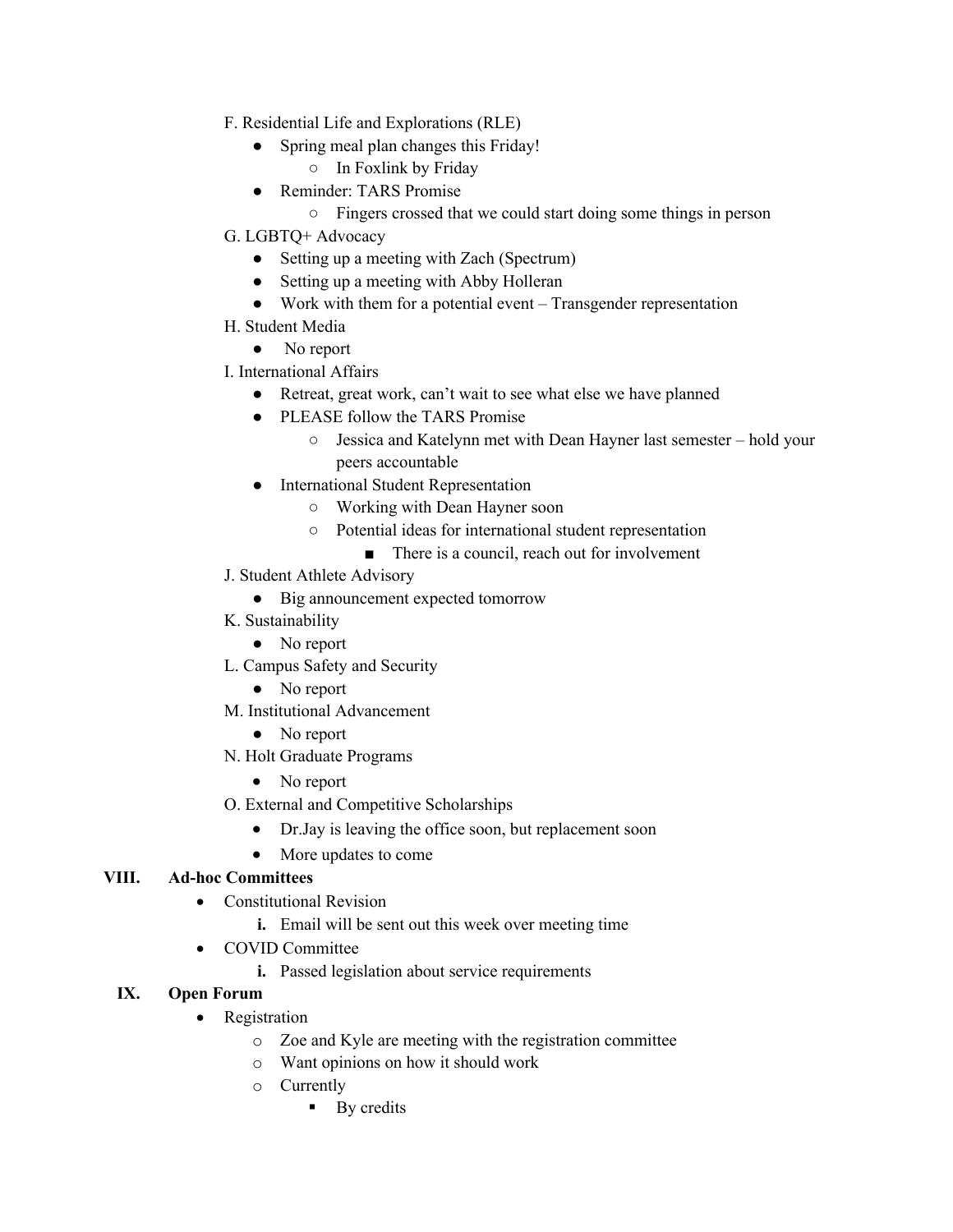F. Residential Life and Explorations (RLE)

- Spring meal plan changes this Friday!
  - In Foxlink by Friday
- Reminder: TARS Promise
  - Fingers crossed that we could start doing some things in person

G. LGBTQ+ Advocacy

- Setting up a meeting with Zach (Spectrum)
- Setting up a meeting with Abby Holleran
- Work with them for a potential event – Transgender representation

H. Student Media

- No report

I. International Affairs

- Retreat, great work, can't wait to see what else we have planned
- PLEASE follow the TARS Promise
  - Jessica and Katelynn met with Dean Hayner last semester – hold your peers accountable
- International Student Representation
  - Working with Dean Hayner soon
  - Potential ideas for international student representation
    - There is a council, reach out for involvement

J. Student Athlete Advisory

- Big announcement expected tomorrow

K. Sustainability

- No report

L. Campus Safety and Security

- No report

M. Institutional Advancement

- No report

N. Holt Graduate Programs

- No report

O. External and Competitive Scholarships

- Dr.Jay is leaving the office soon, but replacement soon
- More updates to come

## VIII. Ad-hoc Committees

- Constitutional Revision
  - **i.** Email will be sent out this week over meeting time
- COVID Committee
  - **i.** Passed legislation about service requirements

## IX. Open Forum

- Registration
  - Zoe and Kyle are meeting with the registration committee
  - Want opinions on how it should work
  - Currently
    - By credits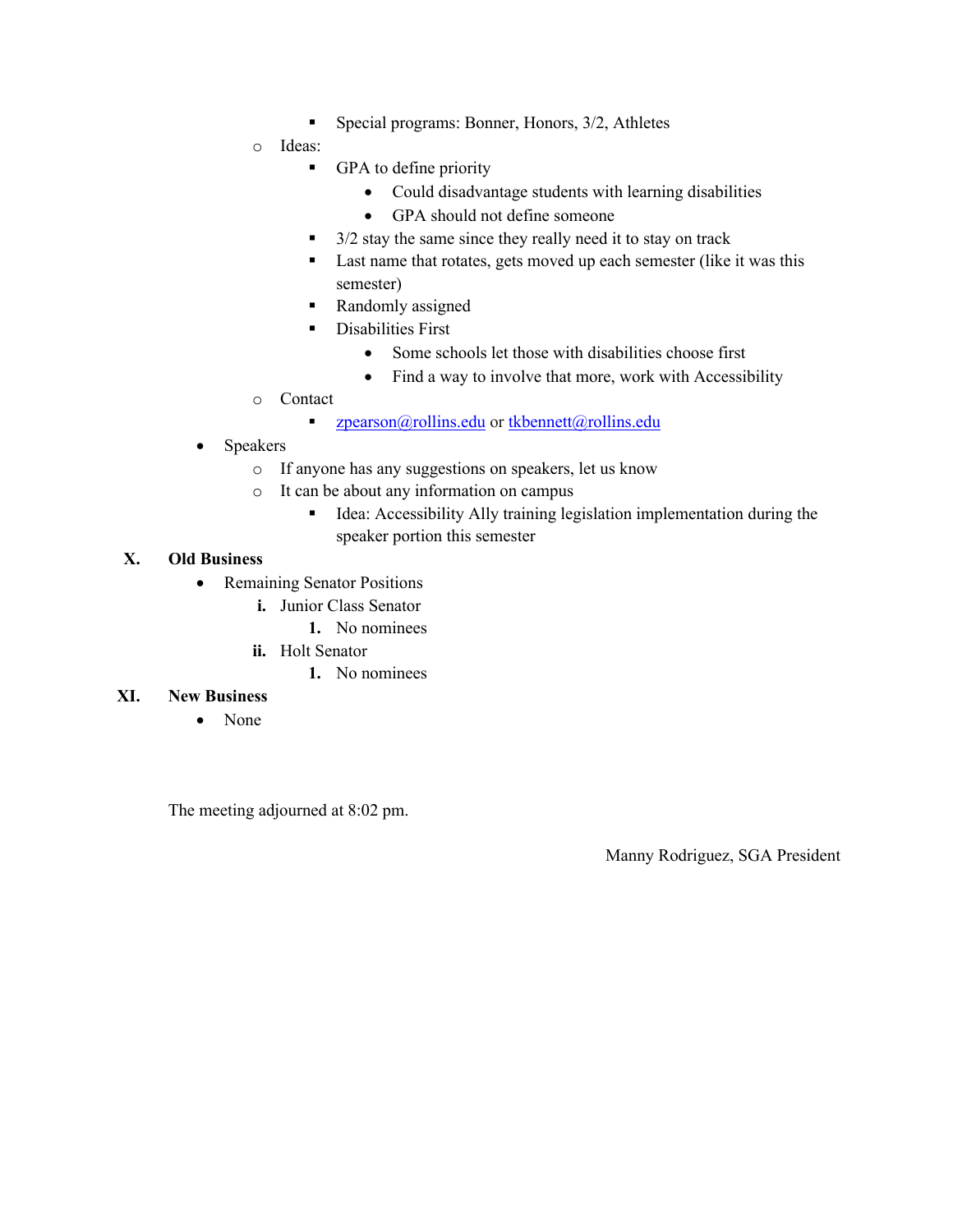- Special programs: Bonner, Honors, 3/2, Athletes
    - Ideas:
        - GPA to define priority
            - Could disadvantage students with learning disabilities
            - GPA should not define someone
        - 3/2 stay the same since they really need it to stay on track
        - Last name that rotates, gets moved up each semester (like it was this semester)
        - Randomly assigned
        - Disabilities First
            - Some schools let those with disabilities choose first
            - Find a way to involve that more, work with Accessibility
    - Contact
        - zpearson@rollins.edu or tkbennett@rollins.edu
- Speakers
    - If anyone has any suggestions on speakers, let us know
    - It can be about any information on campus
        - Idea: Accessibility Ally training legislation implementation during the speaker portion this semester

## X. Old Business

- Remaining Senator Positions
    - i. Junior Class Senator
        1. No nominees
    - ii. Holt Senator
        1. No nominees

## XI. New Business

- None

The meeting adjourned at 8:02 pm.

Manny Rodriguez, SGA President